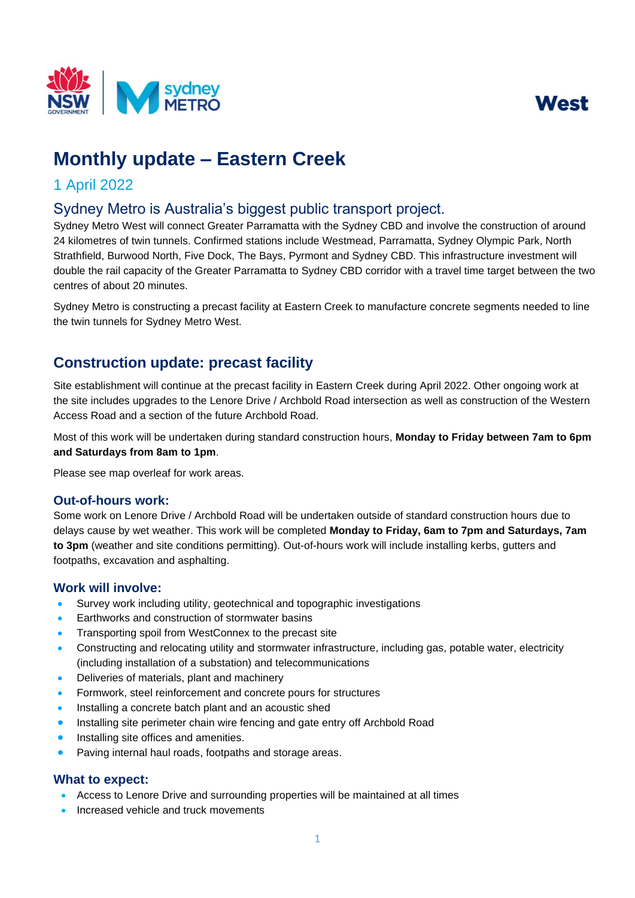West

# Monthly update – Eastern Creek

1 April 2022

## Sydney Metro is Australia's biggest public transport project.

Sydney Metro West will connect Greater Parramatta with the Sydney CBD and involve the construction of around 24 kilometres of twin tunnels. Confirmed stations include Westmead, Parramatta, Sydney Olympic Park, North Strathfield, Burwood North, Five Dock, The Bays, Pyrmont and Sydney CBD. This infrastructure investment will double the rail capacity of the Greater Parramatta to Sydney CBD corridor with a travel time target between the two centres of about 20 minutes.

Sydney Metro is constructing a precast facility at Eastern Creek to manufacture concrete segments needed to line the twin tunnels for Sydney Metro West.

## Construction update: precast facility

Site establishment will continue at the precast facility in Eastern Creek during April 2022. Other ongoing work at the site includes upgrades to the Lenore Drive / Archbold Road intersection as well as construction of the Western Access Road and a section of the future Archbold Road.

Most of this work will be undertaken during standard construction hours, **Monday to Friday between 7am to 6pm and Saturdays from 8am to 1pm**.

Please see map overleaf for work areas.

### Out-of-hours work:

Some work on Lenore Drive / Archbold Road will be undertaken outside of standard construction hours due to delays cause by wet weather. This work will be completed **Monday to Friday, 6am to 7pm and Saturdays, 7am to 3pm** (weather and site conditions permitting). Out-of-hours work will include installing kerbs, gutters and footpaths, excavation and asphalting.

### Work will involve:

- Survey work including utility, geotechnical and topographic investigations
- Earthworks and construction of stormwater basins
- Transporting spoil from WestConnex to the precast site
- Constructing and relocating utility and stormwater infrastructure, including gas, potable water, electricity (including installation of a substation) and telecommunications
- Deliveries of materials, plant and machinery
- Formwork, steel reinforcement and concrete pours for structures
- Installing a concrete batch plant and an acoustic shed
- Installing site perimeter chain wire fencing and gate entry off Archbold Road
- Installing site offices and amenities.
- Paving internal haul roads, footpaths and storage areas.

### What to expect:

- Access to Lenore Drive and surrounding properties will be maintained at all times
- Increased vehicle and truck movements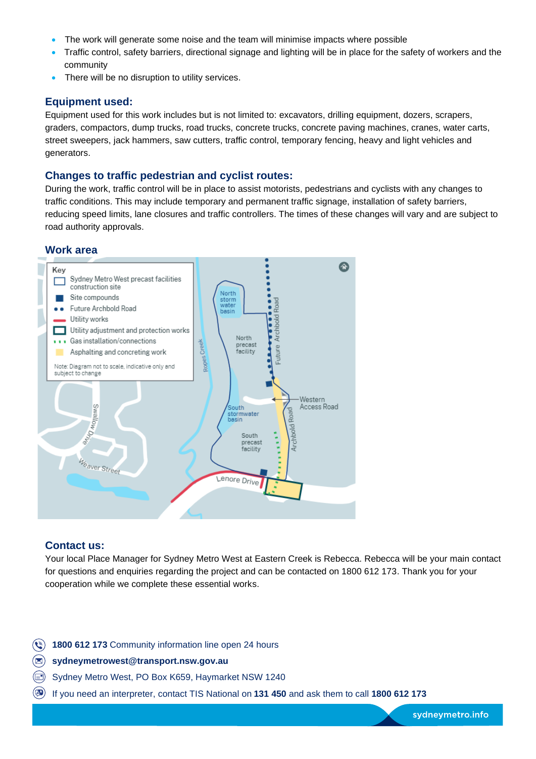- The work will generate some noise and the team will minimise impacts where possible
- Traffic control, safety barriers, directional signage and lighting will be in place for the safety of workers and the community
- There will be no disruption to utility services.

## Equipment used:

Equipment used for this work includes but is not limited to: excavators, drilling equipment, dozers, scrapers, graders, compactors, dump trucks, road trucks, concrete trucks, concrete paving machines, cranes, water carts, street sweepers, jack hammers, saw cutters, traffic control, temporary fencing, heavy and light vehicles and generators.

## Changes to traffic pedestrian and cyclist routes:

During the work, traffic control will be in place to assist motorists, pedestrians and cyclists with any changes to traffic conditions. This may include temporary and permanent traffic signage, installation of safety barriers, reducing speed limits, lane closures and traffic controllers. The times of these changes will vary and are subject to road authority approvals.

## Work area

Key
Sydney Metro West precast facilities construction site
Site compounds
Future Archbold Road
Utility works
Utility adjustment and protection works
Gas installation/connections
Asphalting and concreting work

Note: Diagram not to scale, indicative only and subject to change

North storm water basin
North precast facility
Future Archbold Road
Western Access Road
South stormwater basin
South precast facility
Archbold Road
Ropes Creek
Swallow Drive
Weaver Street
Lenore Drive

## Contact us:

Your local Place Manager for Sydney Metro West at Eastern Creek is Rebecca. Rebecca will be your main contact for questions and enquiries regarding the project and can be contacted on 1800 612 173. Thank you for your cooperation while we complete these essential works.

**1800 612 173** Community information line open 24 hours

**sydneymetrowest@transport.nsw.gov.au**

Sydney Metro West, PO Box K659, Haymarket NSW 1240

If you need an interpreter, contact TIS National on **131 450** and ask them to call **1800 612 173**

sydneymetro.info